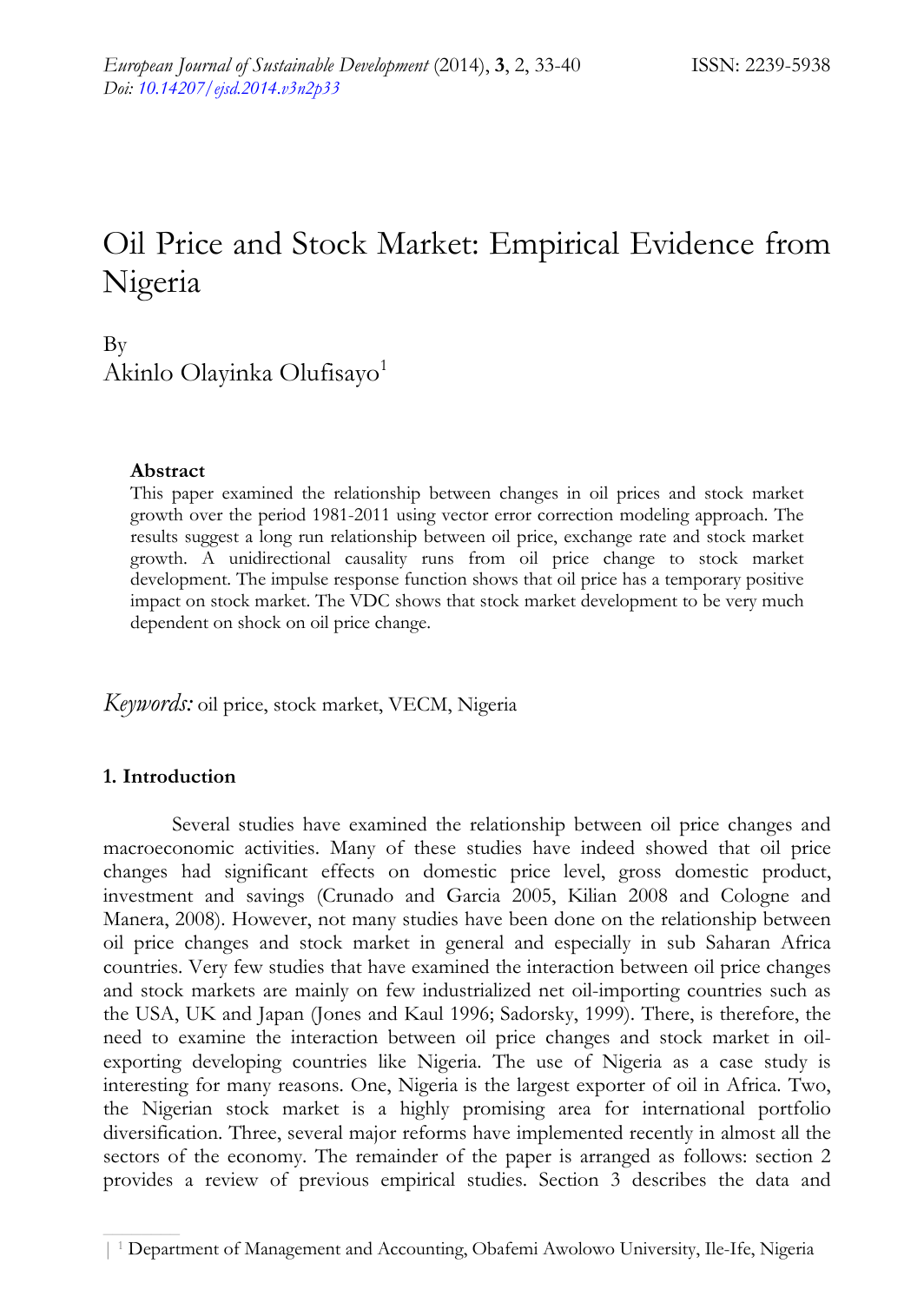# Oil Price and Stock Market: Empirical Evidence from Nigeria

By
Akinlo Olayinka Olufisayo[1]

**Abstract**

This paper examined the relationship between changes in oil prices and stock market growth over the period 1981-2011 using vector error correction modeling approach. The results suggest a long run relationship between oil price, exchange rate and stock market growth. A unidirectional causality runs from oil price change to stock market development. The impulse response function shows that oil price has a temporary positive impact on stock market. The VDC shows that stock market development to be very much dependent on shock on oil price change.

*Keywords:* oil price, stock market, VECM, Nigeria

## 1. Introduction

Several studies have examined the relationship between oil price changes and macroeconomic activities. Many of these studies have indeed showed that oil price changes had significant effects on domestic price level, gross domestic product, investment and savings (Crunado and Garcia 2005, Kilian 2008 and Cologne and Manera, 2008). However, not many studies have been done on the relationship between oil price changes and stock market in general and especially in sub Saharan Africa countries. Very few studies that have examined the interaction between oil price changes and stock markets are mainly on few industrialized net oil-importing countries such as the USA, UK and Japan (Jones and Kaul 1996; Sadorsky, 1999). There, is therefore, the need to examine the interaction between oil price changes and stock market in oil-exporting developing countries like Nigeria. The use of Nigeria as a case study is interesting for many reasons. One, Nigeria is the largest exporter of oil in Africa. Two, the Nigerian stock market is a highly promising area for international portfolio diversification. Three, several major reforms have implemented recently in almost all the sectors of the economy. The remainder of the paper is arranged as follows: section 2 provides a review of previous empirical studies. Section 3 describes the data and

[1] Department of Management and Accounting, Obafemi Awolowo University, Ile-Ife, Nigeria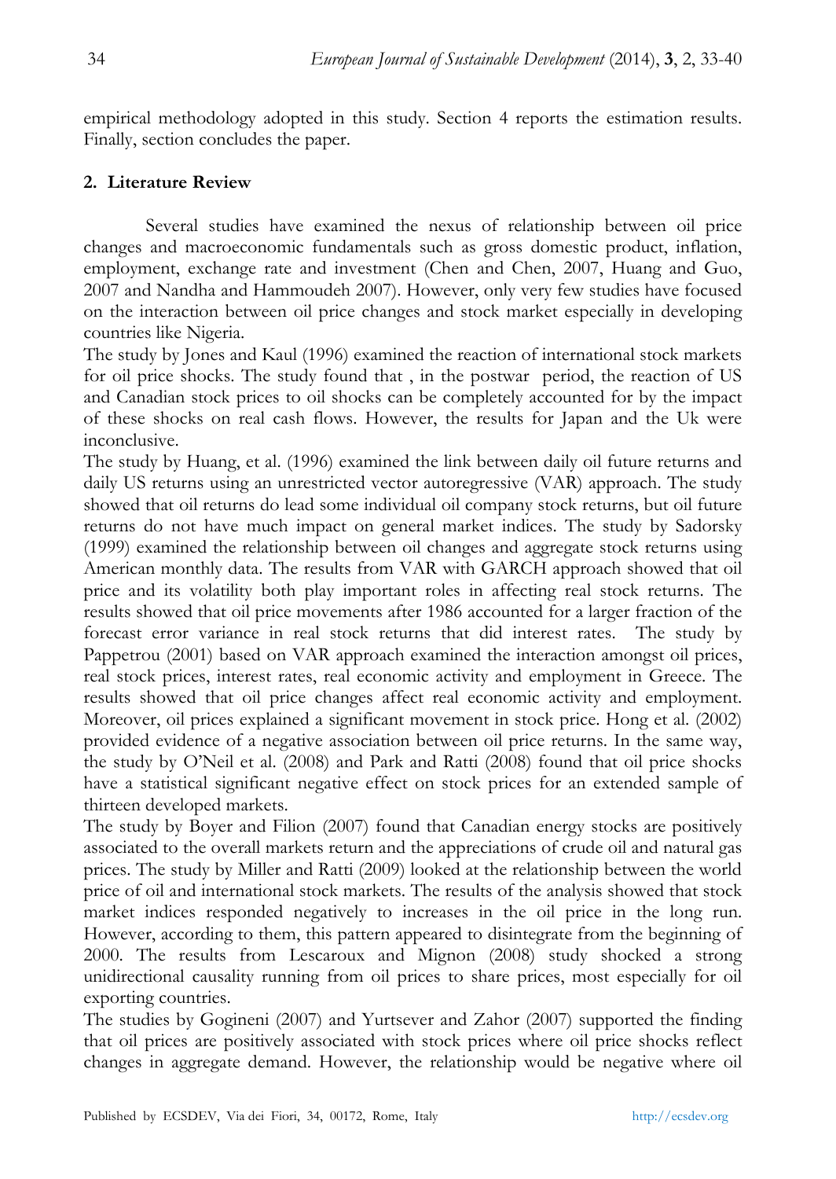empirical methodology adopted in this study. Section 4 reports the estimation results. Finally, section concludes the paper.

## 2. Literature Review

Several studies have examined the nexus of relationship between oil price changes and macroeconomic fundamentals such as gross domestic product, inflation, employment, exchange rate and investment (Chen and Chen, 2007, Huang and Guo, 2007 and Nandha and Hammoudeh 2007). However, only very few studies have focused on the interaction between oil price changes and stock market especially in developing countries like Nigeria.

The study by Jones and Kaul (1996) examined the reaction of international stock markets for oil price shocks. The study found that , in the postwar period, the reaction of US and Canadian stock prices to oil shocks can be completely accounted for by the impact of these shocks on real cash flows. However, the results for Japan and the Uk were inconclusive.

The study by Huang, et al. (1996) examined the link between daily oil future returns and daily US returns using an unrestricted vector autoregressive (VAR) approach. The study showed that oil returns do lead some individual oil company stock returns, but oil future returns do not have much impact on general market indices. The study by Sadorsky (1999) examined the relationship between oil changes and aggregate stock returns using American monthly data. The results from VAR with GARCH approach showed that oil price and its volatility both play important roles in affecting real stock returns. The results showed that oil price movements after 1986 accounted for a larger fraction of the forecast error variance in real stock returns that did interest rates. The study by Pappetrou (2001) based on VAR approach examined the interaction amongst oil prices, real stock prices, interest rates, real economic activity and employment in Greece. The results showed that oil price changes affect real economic activity and employment. Moreover, oil prices explained a significant movement in stock price. Hong et al. (2002) provided evidence of a negative association between oil price returns. In the same way, the study by O'Neil et al. (2008) and Park and Ratti (2008) found that oil price shocks have a statistical significant negative effect on stock prices for an extended sample of thirteen developed markets.

The study by Boyer and Filion (2007) found that Canadian energy stocks are positively associated to the overall markets return and the appreciations of crude oil and natural gas prices. The study by Miller and Ratti (2009) looked at the relationship between the world price of oil and international stock markets. The results of the analysis showed that stock market indices responded negatively to increases in the oil price in the long run. However, according to them, this pattern appeared to disintegrate from the beginning of 2000. The results from Lescaroux and Mignon (2008) study shocked a strong unidirectional causality running from oil prices to share prices, most especially for oil exporting countries.

The studies by Gogineni (2007) and Yurtsever and Zahor (2007) supported the finding that oil prices are positively associated with stock prices where oil price shocks reflect changes in aggregate demand. However, the relationship would be negative where oil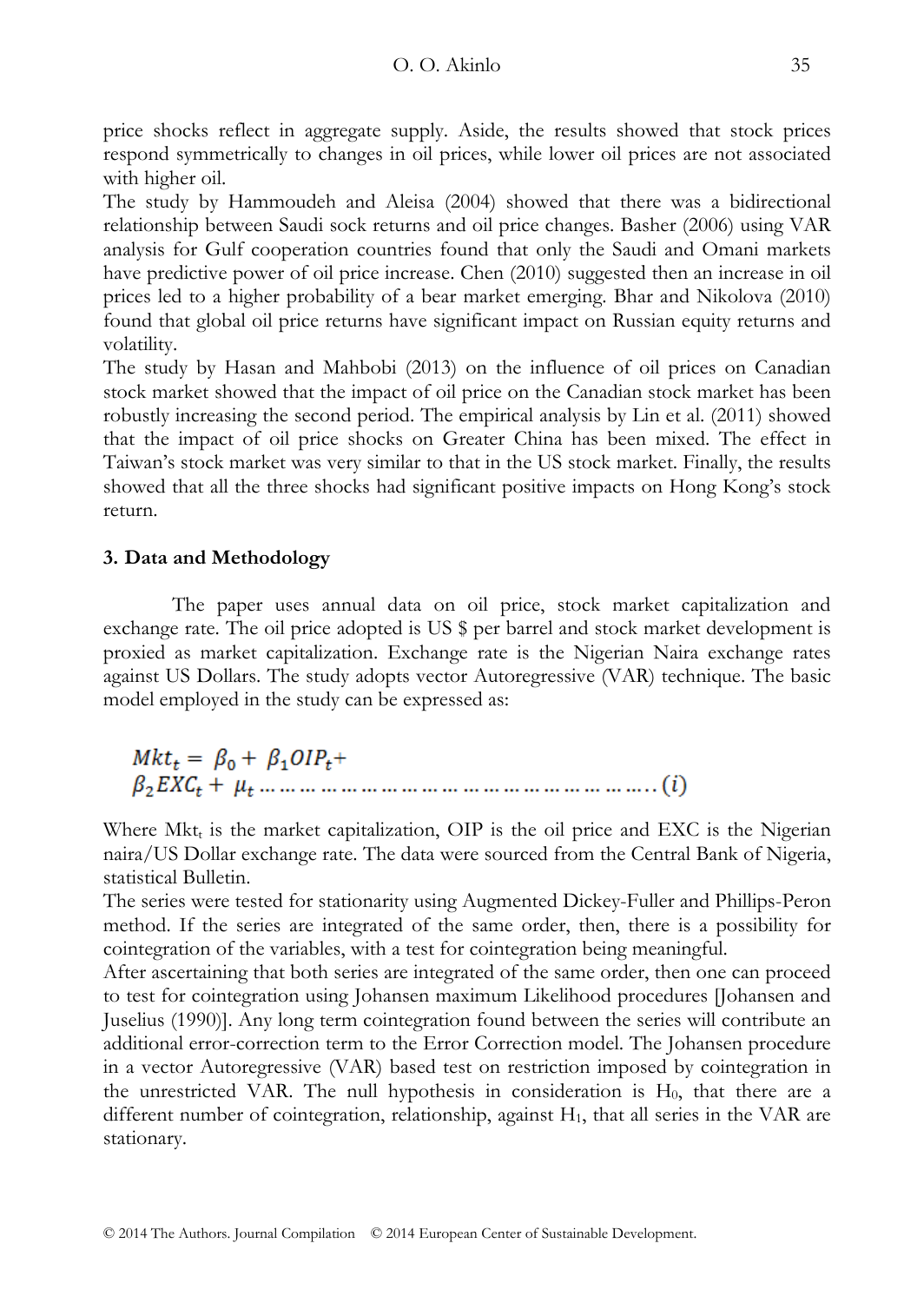price shocks reflect in aggregate supply. Aside, the results showed that stock prices respond symmetrically to changes in oil prices, while lower oil prices are not associated with higher oil.

The study by Hammoudeh and Aleisa (2004) showed that there was a bidirectional relationship between Saudi sock returns and oil price changes. Basher (2006) using VAR analysis for Gulf cooperation countries found that only the Saudi and Omani markets have predictive power of oil price increase. Chen (2010) suggested then an increase in oil prices led to a higher probability of a bear market emerging. Bhar and Nikolova (2010) found that global oil price returns have significant impact on Russian equity returns and volatility.

The study by Hasan and Mahbobi (2013) on the influence of oil prices on Canadian stock market showed that the impact of oil price on the Canadian stock market has been robustly increasing the second period. The empirical analysis by Lin et al. (2011) showed that the impact of oil price shocks on Greater China has been mixed. The effect in Taiwan's stock market was very similar to that in the US stock market. Finally, the results showed that all the three shocks had significant positive impacts on Hong Kong's stock return.

## 3. Data and Methodology

The paper uses annual data on oil price, stock market capitalization and exchange rate. The oil price adopted is US $ per barrel and stock market development is proxied as market capitalization. Exchange rate is the Nigerian Naira exchange rates against US Dollars. The study adopts vector Autoregressive (VAR) technique. The basic model employed in the study can be expressed as:

$$Mkt_t = \beta_0 + \beta_1 OIP_t + \beta_2 EXC_t + \mu_t \ldots\ldots\ldots\ldots\ldots\ldots\ldots\ldots\ldots\ldots\ldots\ldots\ldots\ldots\ldots\ldots\ldots\ldots (i)$$

Where $Mkt_t$ is the market capitalization, OIP is the oil price and EXC is the Nigerian naira/US Dollar exchange rate. The data were sourced from the Central Bank of Nigeria, statistical Bulletin.

The series were tested for stationarity using Augmented Dickey-Fuller and Phillips-Peron method. If the series are integrated of the same order, then, there is a possibility for cointegration of the variables, with a test for cointegration being meaningful.

After ascertaining that both series are integrated of the same order, then one can proceed to test for cointegration using Johansen maximum Likelihood procedures [Johansen and Juselius (1990)]. Any long term cointegration found between the series will contribute an additional error-correction term to the Error Correction model. The Johansen procedure in a vector Autoregressive (VAR) based test on restriction imposed by cointegration in the unrestricted VAR. The null hypothesis in consideration is $H_0$, that there are a different number of cointegration, relationship, against $H_1$, that all series in the VAR are stationary.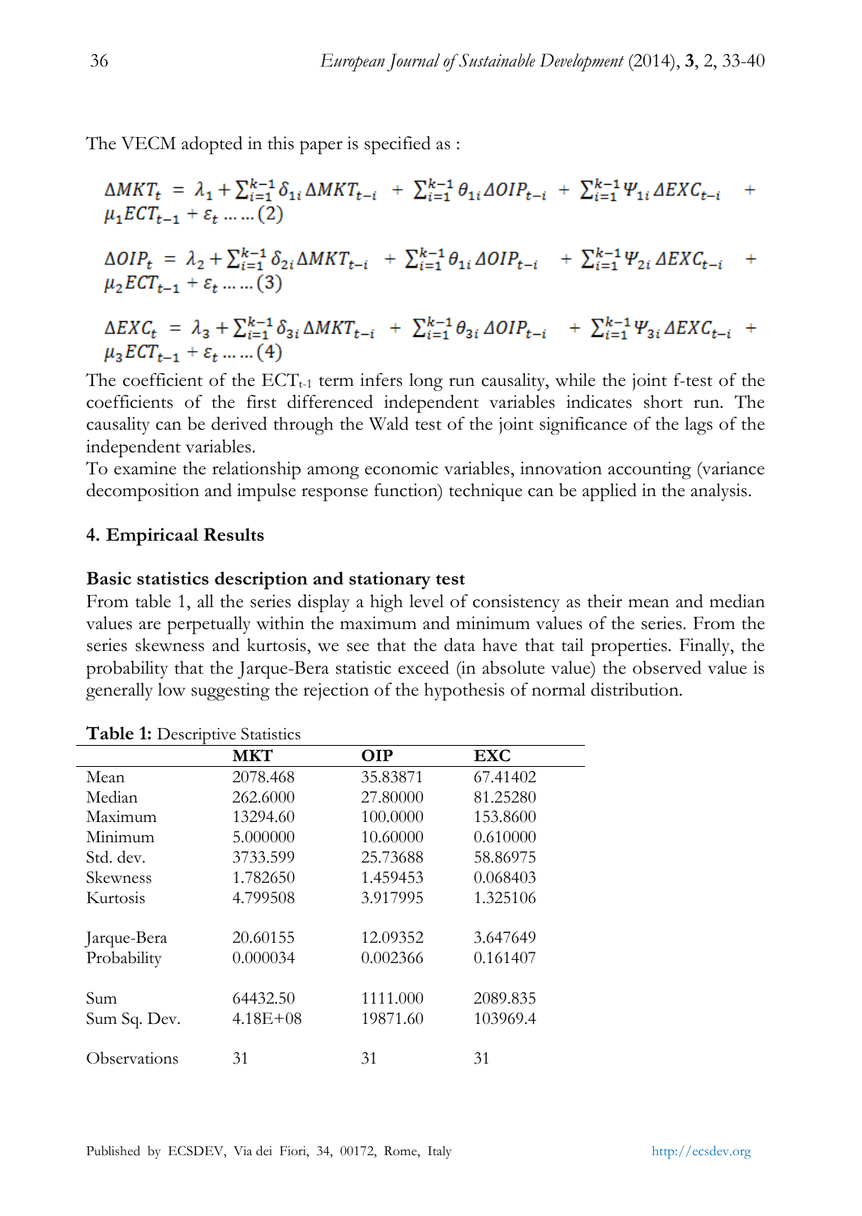The VECM adopted in this paper is specified as :

$$\Delta MKT_t = \lambda_1 + \sum_{i=1}^{k-1} \delta_{1i} \Delta MKT_{t-i} + \sum_{i=1}^{k-1} \theta_{1i} \Delta OIP_{t-i} + \sum_{i=1}^{k-1} \Psi_{1i} \Delta EXC_{t-i} + \mu_1 ECT_{t-1} + \varepsilon_t \ldots\ldots (2)$$

$$\Delta OIP_t = \lambda_2 + \sum_{i=1}^{k-1} \delta_{2i} \Delta MKT_{t-i} + \sum_{i=1}^{k-1} \theta_{1i} \Delta OIP_{t-i} + \sum_{i=1}^{k-1} \Psi_{2i} \Delta EXC_{t-i} + \mu_2 ECT_{t-1} + \varepsilon_t \ldots\ldots (3)$$

$$\Delta EXC_t = \lambda_3 + \sum_{i=1}^{k-1} \delta_{3i} \Delta MKT_{t-i} + \sum_{i=1}^{k-1} \theta_{3i} \Delta OIP_{t-i} + \sum_{i=1}^{k-1} \Psi_{3i} \Delta EXC_{t-i} + \mu_3 ECT_{t-1} + \varepsilon_t \ldots\ldots (4)$$

The coefficient of the $ECT_{t-1}$ term infers long run causality, while the joint f-test of the coefficients of the first differenced independent variables indicates short run. The causality can be derived through the Wald test of the joint significance of the lags of the independent variables.

To examine the relationship among economic variables, innovation accounting (variance decomposition and impulse response function) technique can be applied in the analysis.

## 4. Empiricaal Results

### Basic statistics description and stationary test

From table 1, all the series display a high level of consistency as their mean and median values are perpetually within the maximum and minimum values of the series. From the series skewness and kurtosis, we see that the data have that tail properties. Finally, the probability that the Jarque-Bera statistic exceed (in absolute value) the observed value is generally low suggesting the rejection of the hypothesis of normal distribution.

**Table 1:** Descriptive Statistics

| | MKT | OIP | EXC |
|---|---|---|---|
| Mean | 2078.468 | 35.83871 | 67.41402 |
| Median | 262.6000 | 27.80000 | 81.25280 |
| Maximum | 13294.60 | 100.0000 | 153.8600 |
| Minimum | 5.000000 | 10.60000 | 0.610000 |
| Std. dev. | 3733.599 | 25.73688 | 58.86975 |
| Skewness | 1.782650 | 1.459453 | 0.068403 |
| Kurtosis | 4.799508 | 3.917995 | 1.325106 |
| Jarque-Bera | 20.60155 | 12.09352 | 3.647649 |
| Probability | 0.000034 | 0.002366 | 0.161407 |
| Sum | 64432.50 | 1111.000 | 2089.835 |
| Sum Sq. Dev. | 4.18E+08 | 19871.60 | 103969.4 |
| Observations | 31 | 31 | 31 |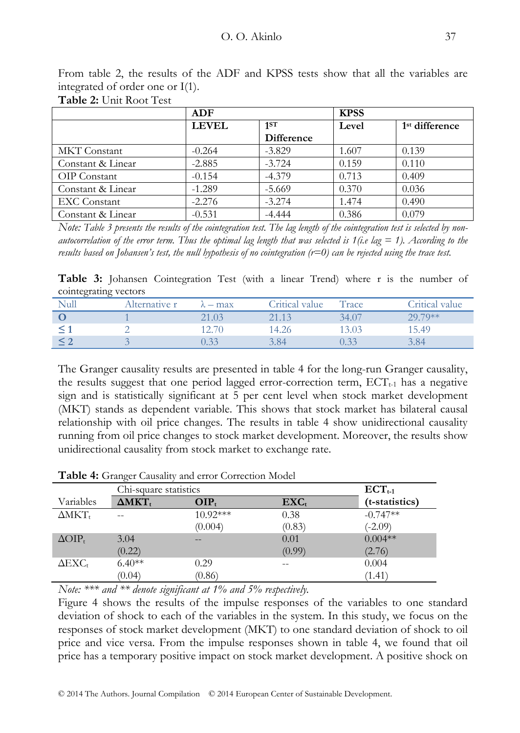From table 2, the results of the ADF and KPSS tests show that all the variables are integrated of order one or I(1).

**Table 2:** Unit Root Test

| | **ADF** | | **KPSS** | |
|---|---|---|---|---|
| | **LEVEL** | **1ST Difference** | **Level** | **1st difference** |
| MKT Constant | -0.264 | -3.829 | 1.607 | 0.139 |
| Constant & Linear | -2.885 | -3.724 | 0.159 | 0.110 |
| OIP Constant | -0.154 | -4.379 | 0.713 | 0.409 |
| Constant & Linear | -1.289 | -5.669 | 0.370 | 0.036 |
| EXC Constant | -2.276 | -3.274 | 1.474 | 0.490 |
| Constant & Linear | -0.531 | -4.444 | 0.386 | 0.079 |

*Note: Table 3 presents the results of the cointegration test. The lag length of the cointegration test is selected by non-autocorrelation of the error term. Thus the optimal lag length that was selected is 1(i.e lag = 1). According to the results based on Johansen's test, the null hypothesis of no cointegration (r=0) can be rejected using the trace test.*

**Table 3:** Johansen Cointegration Test (with a linear Trend) where r is the number of cointegrating vectors

| Null | Alternative r | $\lambda$ – max | Critical value | Trace | Critical value |
|---|---|---|---|---|---|
| **O** | 1 | 21.03 | 21.13 | 34.07 | 29.79** |
| **≤ 1** | 2 | 12.70 | 14.26 | 13.03 | 15.49 |
| **≤ 2** | 3 | 0.33 | 3.84 | 0.33 | 3.84 |

The Granger causality results are presented in table 4 for the long-run Granger causality, the results suggest that one period lagged error-correction term, $ECT_{t-1}$ has a negative sign and is statistically significant at 5 per cent level when stock market development (MKT) stands as dependent variable. This shows that stock market has bilateral causal relationship with oil price changes. The results in table 4 show unidirectional causality running from oil price changes to stock market development. Moreover, the results show unidirectional causality from stock market to exchange rate.

**Table 4:** Granger Causality and error Correction Model

| | Chi-square statistics | | | $\mathbf{ECT_{t-1}}$ |
|---|---|---|---|---|
| Variables | $\mathbf{\Delta MKT_t}$ | $\mathbf{OIP_t}$ | $\mathbf{EXC_t}$ | **(t-statistics)** |
| $\Delta MKT_t$ | -- | 10.92*** (0.004) | 0.38 (0.83) | -0.747** (-2.09) |
| $\Delta OIP_t$ | 3.04 (0.22) | -- | 0.01 (0.99) | 0.004** (2.76) |
| $\Delta EXC_t$ | 6.40** (0.04) | 0.29 (0.86) | -- | 0.004 (1.41) |

*Note: *** and ** denote significant at 1% and 5% respectively.*

Figure 4 shows the results of the impulse responses of the variables to one standard deviation of shock to each of the variables in the system. In this study, we focus on the responses of stock market development (MKT) to one standard deviation of shock to oil price and vice versa. From the impulse responses shown in table 4, we found that oil price has a temporary positive impact on stock market development. A positive shock on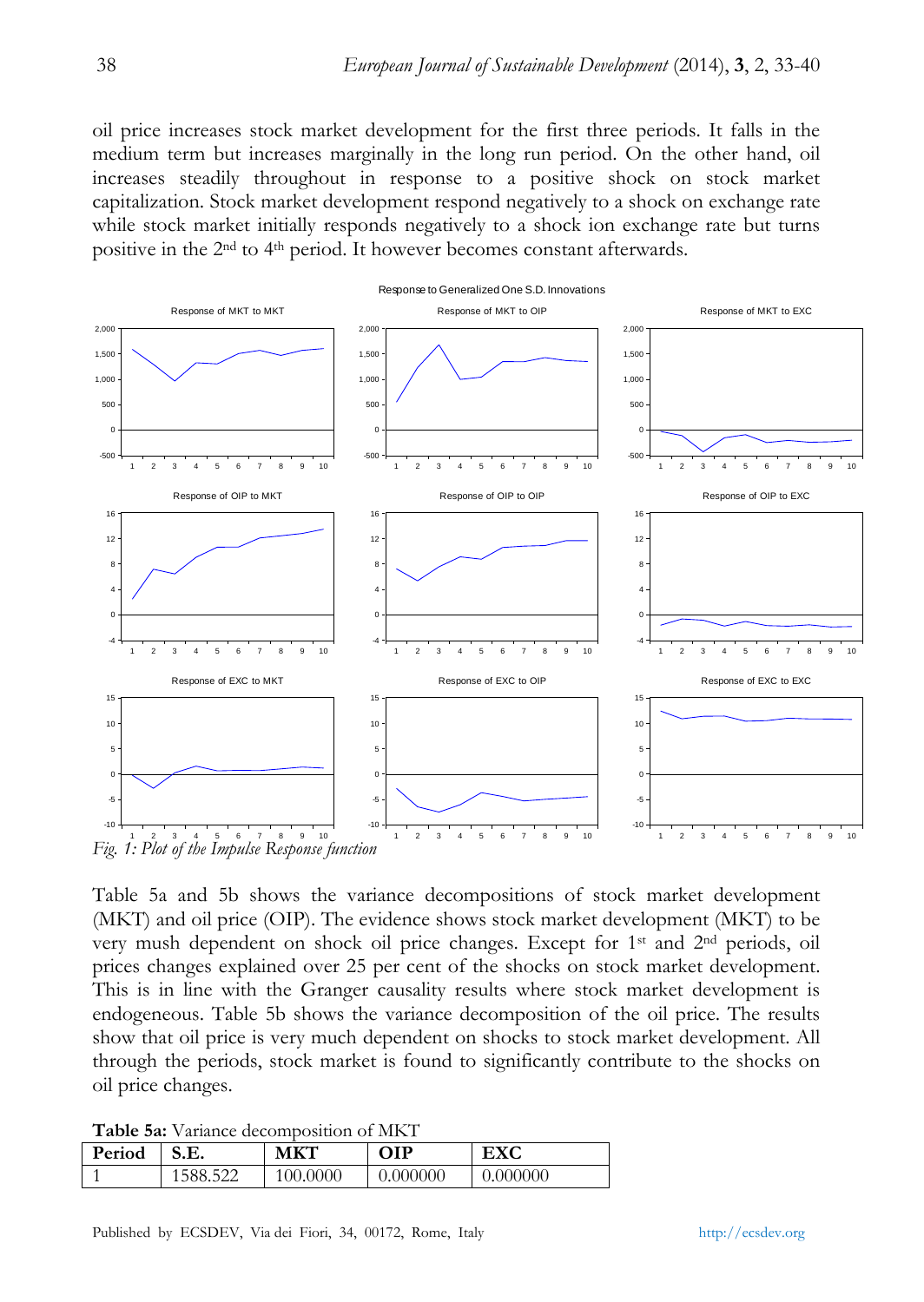oil price increases stock market development for the first three periods. It falls in the medium term but increases marginally in the long run period. On the other hand, oil increases steadily throughout in response to a positive shock on stock market capitalization. Stock market development respond negatively to a shock on exchange rate while stock market initially responds negatively to a shock ion exchange rate but turns positive in the 2nd to 4th period. It however becomes constant afterwards.

*Fig. 1: Plot of the Impulse Response function*

Table 5a and 5b shows the variance decompositions of stock market development (MKT) and oil price (OIP). The evidence shows stock market development (MKT) to be very mush dependent on shock oil price changes. Except for 1st and 2nd periods, oil prices changes explained over 25 per cent of the shocks on stock market development. This is in line with the Granger causality results where stock market development is endogeneous. Table 5b shows the variance decomposition of the oil price. The results show that oil price is very much dependent on shocks to stock market development. All through the periods, stock market is found to significantly contribute to the shocks on oil price changes.

**Table 5a:** Variance decomposition of MKT

| Period | S.E. | MKT | OIP | EXC |
|---|---|---|---|---|
| 1 | 1588.522 | 100.0000 | 0.000000 | 0.000000 |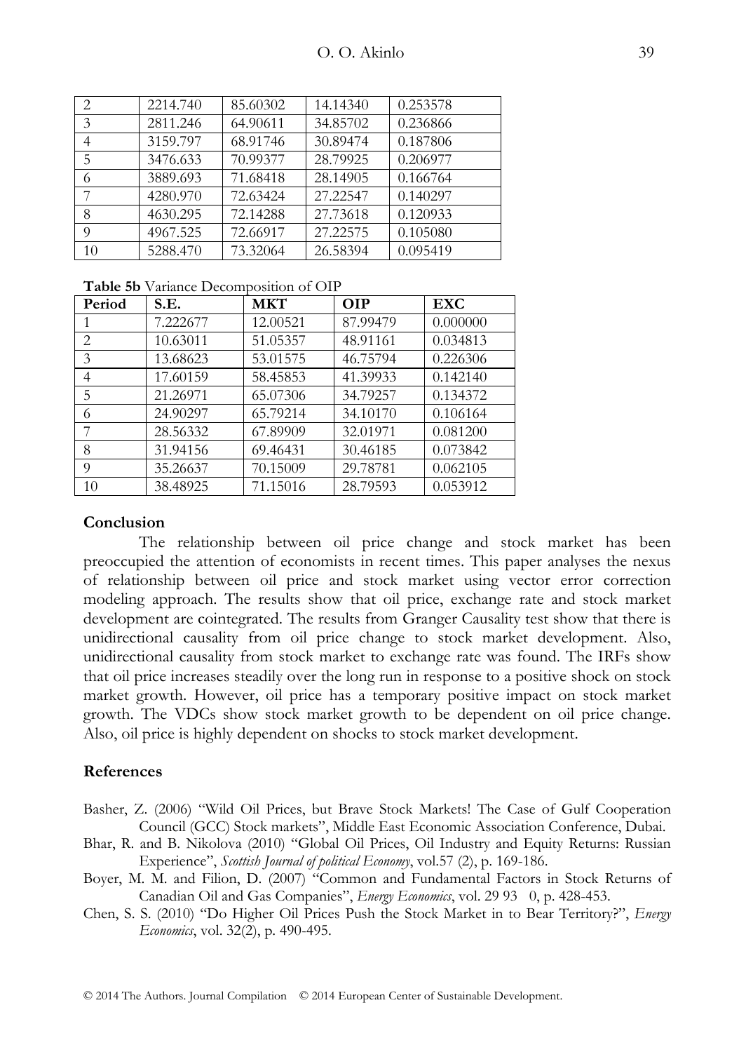| 2 | 2214.740 | 85.60302 | 14.14340 | 0.253578 |
|---|---|---|---|---|
| 3 | 2811.246 | 64.90611 | 34.85702 | 0.236866 |
| 4 | 3159.797 | 68.91746 | 30.89474 | 0.187806 |
| 5 | 3476.633 | 70.99377 | 28.79925 | 0.206977 |
| 6 | 3889.693 | 71.68418 | 28.14905 | 0.166764 |
| 7 | 4280.970 | 72.63424 | 27.22547 | 0.140297 |
| 8 | 4630.295 | 72.14288 | 27.73618 | 0.120933 |
| 9 | 4967.525 | 72.66917 | 27.22575 | 0.105080 |
| 10 | 5288.470 | 73.32064 | 26.58394 | 0.095419 |

**Table 5b** Variance Decomposition of OIP

| Period | S.E. | MKT | OIP | EXC |
|---|---|---|---|---|
| 1 | 7.222677 | 12.00521 | 87.99479 | 0.000000 |
| 2 | 10.63011 | 51.05357 | 48.91161 | 0.034813 |
| 3 | 13.68623 | 53.01575 | 46.75794 | 0.226306 |
| 4 | 17.60159 | 58.45853 | 41.39933 | 0.142140 |
| 5 | 21.26971 | 65.07306 | 34.79257 | 0.134372 |
| 6 | 24.90297 | 65.79214 | 34.10170 | 0.106164 |
| 7 | 28.56332 | 67.89909 | 32.01971 | 0.081200 |
| 8 | 31.94156 | 69.46431 | 30.46185 | 0.073842 |
| 9 | 35.26637 | 70.15009 | 29.78781 | 0.062105 |
| 10 | 38.48925 | 71.15016 | 28.79593 | 0.053912 |

## Conclusion

The relationship between oil price change and stock market has been preoccupied the attention of economists in recent times. This paper analyses the nexus of relationship between oil price and stock market using vector error correction modeling approach. The results show that oil price, exchange rate and stock market development are cointegrated. The results from Granger Causality test show that there is unidirectional causality from oil price change to stock market development. Also, unidirectional causality from stock market to exchange rate was found. The IRFs show that oil price increases steadily over the long run in response to a positive shock on stock market growth. However, oil price has a temporary positive impact on stock market growth. The VDCs show stock market growth to be dependent on oil price change. Also, oil price is highly dependent on shocks to stock market development.

## References

Basher, Z. (2006) "Wild Oil Prices, but Brave Stock Markets! The Case of Gulf Cooperation Council (GCC) Stock markets", Middle East Economic Association Conference, Dubai.

Bhar, R. and B. Nikolova (2010) "Global Oil Prices, Oil Industry and Equity Returns: Russian Experience", *Scottish Journal of political Economy*, vol.57 (2), p. 169-186.

Boyer, M. M. and Filion, D. (2007) "Common and Fundamental Factors in Stock Returns of Canadian Oil and Gas Companies", *Energy Economics*, vol. 29 93 0, p. 428-453.

Chen, S. S. (2010) "Do Higher Oil Prices Push the Stock Market in to Bear Territory?", *Energy Economics*, vol. 32(2), p. 490-495.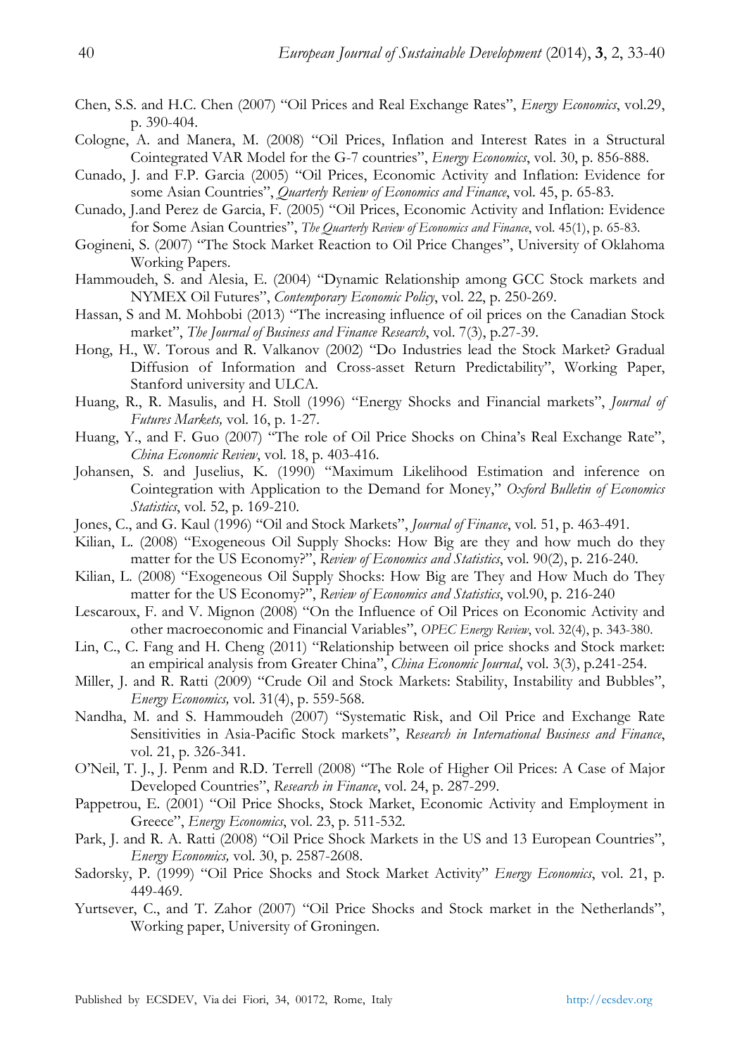Chen, S.S. and H.C. Chen (2007) "Oil Prices and Real Exchange Rates", *Energy Economics*, vol.29, p. 390-404.

Cologne, A. and Manera, M. (2008) "Oil Prices, Inflation and Interest Rates in a Structural Cointegrated VAR Model for the G-7 countries", *Energy Economics*, vol. 30, p. 856-888.

Cunado, J. and F.P. Garcia (2005) "Oil Prices, Economic Activity and Inflation: Evidence for some Asian Countries", *Quarterly Review of Economics and Finance*, vol. 45, p. 65-83.

Cunado, J.and Perez de Garcia, F. (2005) "Oil Prices, Economic Activity and Inflation: Evidence for Some Asian Countries", *The Quarterly Review of Economics and Finance*, vol. 45(1), p. 65-83.

Gogineni, S. (2007) "The Stock Market Reaction to Oil Price Changes", University of Oklahoma Working Papers.

Hammoudeh, S. and Alesia, E. (2004) "Dynamic Relationship among GCC Stock markets and NYMEX Oil Futures", *Contemporary Economic Policy*, vol. 22, p. 250-269.

Hassan, S and M. Mohbobi (2013) "The increasing influence of oil prices on the Canadian Stock market", *The Journal of Business and Finance Research*, vol. 7(3), p.27-39.

Hong, H., W. Torous and R. Valkanov (2002) "Do Industries lead the Stock Market? Gradual Diffusion of Information and Cross-asset Return Predictability", Working Paper, Stanford university and ULCA.

Huang, R., R. Masulis, and H. Stoll (1996) "Energy Shocks and Financial markets", *Journal of Futures Markets,* vol. 16, p. 1-27.

Huang, Y., and F. Guo (2007) "The role of Oil Price Shocks on China's Real Exchange Rate", *China Economic Review*, vol. 18, p. 403-416.

Johansen, S. and Juselius, K. (1990) "Maximum Likelihood Estimation and inference on Cointegration with Application to the Demand for Money," *Oxford Bulletin of Economics Statistics*, vol. 52, p. 169-210.

Jones, C., and G. Kaul (1996) "Oil and Stock Markets", *Journal of Finance*, vol. 51, p. 463-491.

Kilian, L. (2008) "Exogeneous Oil Supply Shocks: How Big are they and how much do they matter for the US Economy?", *Review of Economics and Statistics*, vol. 90(2), p. 216-240.

Kilian, L. (2008) "Exogeneous Oil Supply Shocks: How Big are They and How Much do They matter for the US Economy?", *Review of Economics and Statistics*, vol.90, p. 216-240

Lescaroux, F. and V. Mignon (2008) "On the Influence of Oil Prices on Economic Activity and other macroeconomic and Financial Variables", *OPEC Energy Review*, vol. 32(4), p. 343-380.

Lin, C., C. Fang and H. Cheng (2011) "Relationship between oil price shocks and Stock market: an empirical analysis from Greater China", *China Economic Journal*, vol. 3(3), p.241-254.

Miller, J. and R. Ratti (2009) "Crude Oil and Stock Markets: Stability, Instability and Bubbles", *Energy Economics,* vol. 31(4), p. 559-568.

Nandha, M. and S. Hammoudeh (2007) "Systematic Risk, and Oil Price and Exchange Rate Sensitivities in Asia-Pacific Stock markets", *Research in International Business and Finance*, vol. 21, p. 326-341.

O'Neil, T. J., J. Penm and R.D. Terrell (2008) "The Role of Higher Oil Prices: A Case of Major Developed Countries", *Research in Finance*, vol. 24, p. 287-299.

Pappetrou, E. (2001) "Oil Price Shocks, Stock Market, Economic Activity and Employment in Greece", *Energy Economics*, vol. 23, p. 511-532.

Park, J. and R. A. Ratti (2008) "Oil Price Shock Markets in the US and 13 European Countries", *Energy Economics,* vol. 30, p. 2587-2608.

Sadorsky, P. (1999) "Oil Price Shocks and Stock Market Activity" *Energy Economics*, vol. 21, p. 449-469.

Yurtsever, C., and T. Zahor (2007) "Oil Price Shocks and Stock market in the Netherlands", Working paper, University of Groningen.